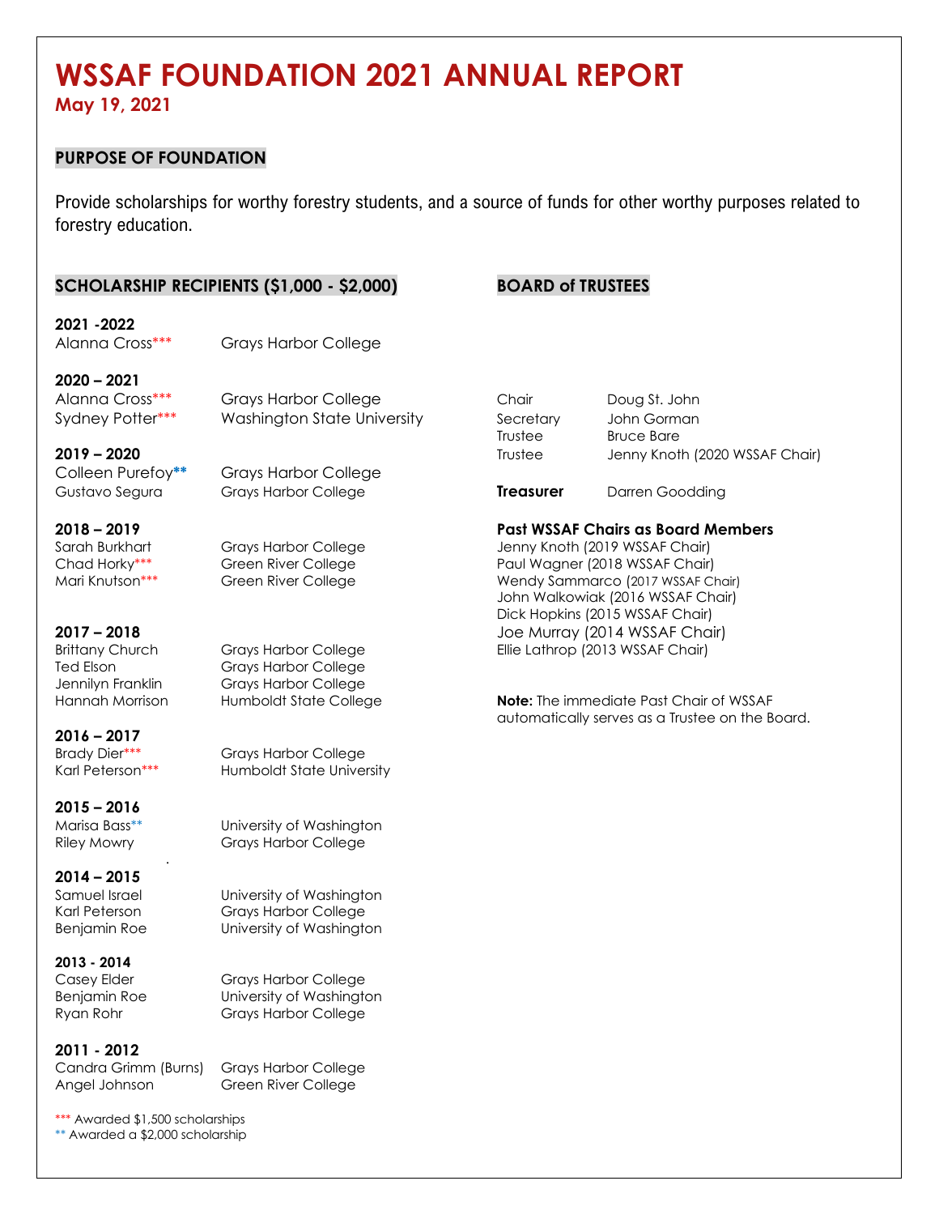# WSSAF FOUNDATION 2021 ANNUAL REPORT

**May 19, 2021**

## PURPOSE OF FOUNDATION

Provide scholarships for worthy forestry students, and a source of funds for other worthy purposes related to forestry education.

## SCHOLARSHIP RECIPIENTS ($1,000 - $2,000)

**2021 -2022**

| | |
|---|---|
| Alanna Cross*** | Grays Harbor College |

**2020 – 2021**

| | |
|---|---|
| Alanna Cross*** | Grays Harbor College |
| Sydney Potter*** | Washington State University |

**2019 – 2020**

| | |
|---|---|
| Colleen Purefoy** | Grays Harbor College |
| Gustavo Segura | Grays Harbor College |

**2018 – 2019**

| | |
|---|---|
| Sarah Burkhart | Grays Harbor College |
| Chad Horky*** | Green River College |
| Mari Knutson*** | Green River College |

**2017 – 2018**

| | |
|---|---|
| Brittany Church | Grays Harbor College |
| Ted Elson | Grays Harbor College |
| Jennilyn Franklin | Grays Harbor College |
| Hannah Morrison | Humboldt State College |

**2016 – 2017**

| | |
|---|---|
| Brady Dier*** | Grays Harbor College |
| Karl Peterson*** | Humboldt State University |

**2015 – 2016**

| | |
|---|---|
| Marisa Bass** | University of Washington |
| Riley Mowry | Grays Harbor College |

**2014 – 2015**

| | |
|---|---|
| Samuel Israel | University of Washington |
| Karl Peterson | Grays Harbor College |
| Benjamin Roe | University of Washington |

**2013 - 2014**

| | |
|---|---|
| Casey Elder | Grays Harbor College |
| Benjamin Roe | University of Washington |
| Ryan Rohr | Grays Harbor College |

**2011 - 2012**

| | |
|---|---|
| Candra Grimm (Burns) | Grays Harbor College |
| Angel Johnson | Green River College |

*** Awarded $1,500 scholarships
** Awarded a $2,000 scholarship

## BOARD of TRUSTEES

| | |
|---|---|
| Chair | Doug St. John |
| Secretary | John Gorman |
| Trustee | Bruce Bare |
| Trustee | Jenny Knoth (2020 WSSAF Chair) |
| **Treasurer** | Darren Goodding |

**Past WSSAF Chairs as Board Members**

Jenny Knoth (2019 WSSAF Chair)
Paul Wagner (2018 WSSAF Chair)
Wendy Sammarco (2017 WSSAF Chair)
John Walkowiak (2016 WSSAF Chair)
Dick Hopkins (2015 WSSAF Chair)
Joe Murray (2014 WSSAF Chair)
Ellie Lathrop (2013 WSSAF Chair)

**Note:** The immediate Past Chair of WSSAF automatically serves as a Trustee on the Board.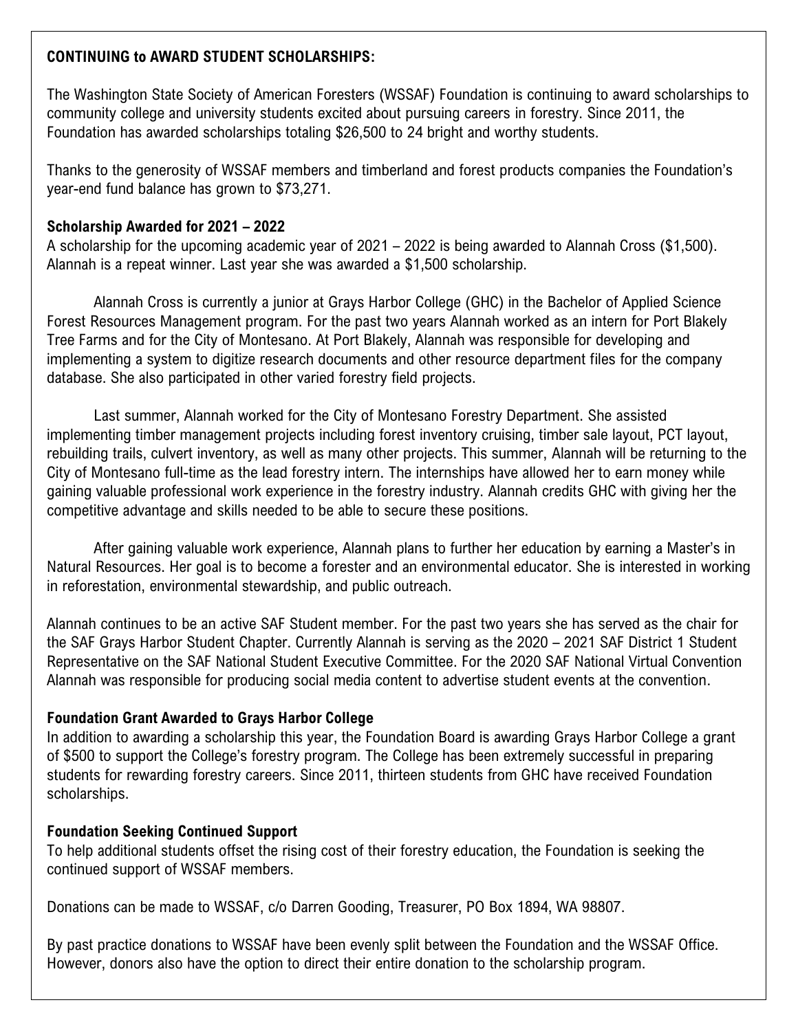## CONTINUING to AWARD STUDENT SCHOLARSHIPS:

The Washington State Society of American Foresters (WSSAF) Foundation is continuing to award scholarships to community college and university students excited about pursuing careers in forestry. Since 2011, the Foundation has awarded scholarships totaling $26,500 to 24 bright and worthy students.

Thanks to the generosity of WSSAF members and timberland and forest products companies the Foundation's year-end fund balance has grown to $73,271.

### Scholarship Awarded for 2021 – 2022

A scholarship for the upcoming academic year of 2021 – 2022 is being awarded to Alannah Cross ($1,500). Alannah is a repeat winner. Last year she was awarded a $1,500 scholarship.

Alannah Cross is currently a junior at Grays Harbor College (GHC) in the Bachelor of Applied Science Forest Resources Management program. For the past two years Alannah worked as an intern for Port Blakely Tree Farms and for the City of Montesano. At Port Blakely, Alannah was responsible for developing and implementing a system to digitize research documents and other resource department files for the company database. She also participated in other varied forestry field projects.

Last summer, Alannah worked for the City of Montesano Forestry Department. She assisted implementing timber management projects including forest inventory cruising, timber sale layout, PCT layout, rebuilding trails, culvert inventory, as well as many other projects. This summer, Alannah will be returning to the City of Montesano full-time as the lead forestry intern. The internships have allowed her to earn money while gaining valuable professional work experience in the forestry industry. Alannah credits GHC with giving her the competitive advantage and skills needed to be able to secure these positions.

After gaining valuable work experience, Alannah plans to further her education by earning a Master's in Natural Resources. Her goal is to become a forester and an environmental educator. She is interested in working in reforestation, environmental stewardship, and public outreach.

Alannah continues to be an active SAF Student member. For the past two years she has served as the chair for the SAF Grays Harbor Student Chapter. Currently Alannah is serving as the 2020 – 2021 SAF District 1 Student Representative on the SAF National Student Executive Committee. For the 2020 SAF National Virtual Convention Alannah was responsible for producing social media content to advertise student events at the convention.

### Foundation Grant Awarded to Grays Harbor College

In addition to awarding a scholarship this year, the Foundation Board is awarding Grays Harbor College a grant of $500 to support the College's forestry program. The College has been extremely successful in preparing students for rewarding forestry careers. Since 2011, thirteen students from GHC have received Foundation scholarships.

### Foundation Seeking Continued Support

To help additional students offset the rising cost of their forestry education, the Foundation is seeking the continued support of WSSAF members.

Donations can be made to WSSAF, c/o Darren Gooding, Treasurer, PO Box 1894, WA 98807.

By past practice donations to WSSAF have been evenly split between the Foundation and the WSSAF Office. However, donors also have the option to direct their entire donation to the scholarship program.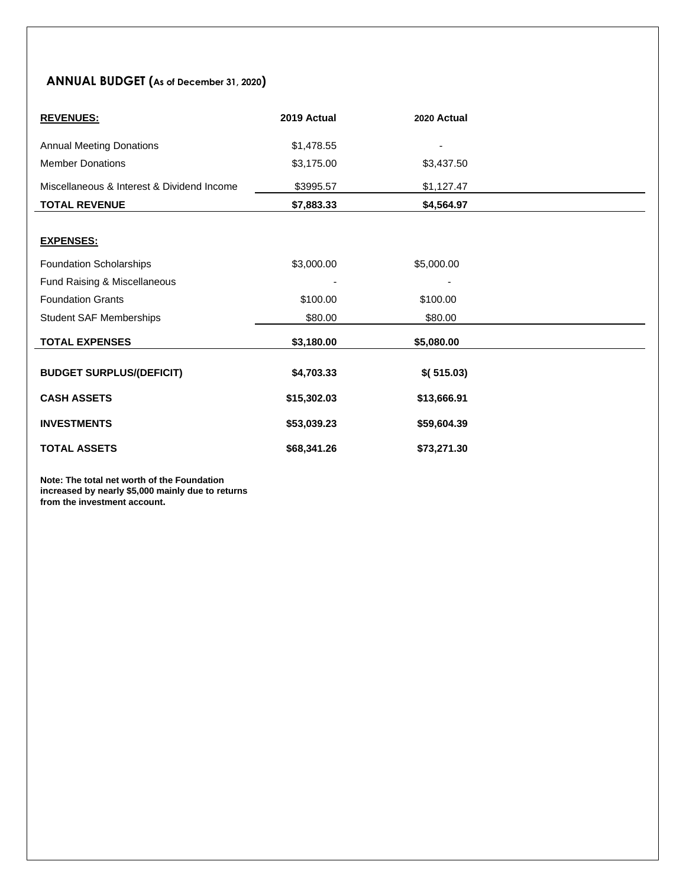## ANNUAL BUDGET (As of December 31, 2020)

| **REVENUES:** | **2019 Actual** | **2020 Actual** |
|---|---|---|
| Annual Meeting Donations | $1,478.55 | - |
| Member Donations | $3,175.00 | $3,437.50 |
| Miscellaneous & Interest & Dividend Income | $3995.57 | $1,127.47 |
| **TOTAL REVENUE** | **$7,883.33** | **$4,564.97** |
| | | |
| **EXPENSES:** | | |
| Foundation Scholarships | $3,000.00 | $5,000.00 |
| Fund Raising & Miscellaneous | - | - |
| Foundation Grants | $100.00 | $100.00 |
| Student SAF Memberships | $80.00 | $80.00 |
| **TOTAL EXPENSES** | **$3,180.00** | **$5,080.00** |
| **BUDGET SURPLUS/(DEFICIT)** | **$4,703.33** | **$( 515.03)** |
| **CASH ASSETS** | **$15,302.03** | **$13,666.91** |
| **INVESTMENTS** | **$53,039.23** | **$59,604.39** |
| **TOTAL ASSETS** | **$68,341.26** | **$73,271.30** |

**Note: The total net worth of the Foundation increased by nearly $5,000 mainly due to returns from the investment account.**